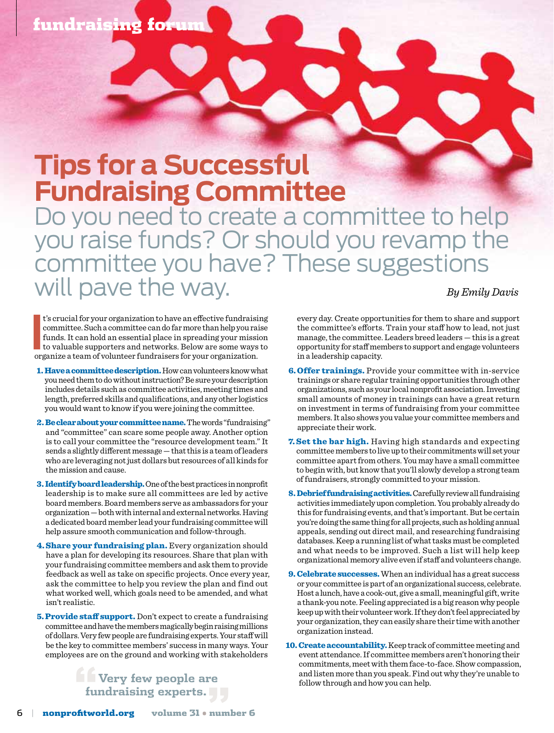# Tips for a Successful Fundraising Committee

## Do you need to create a committee to help you raise funds? Or should you revamp the committee you have? These suggestions will pave the way.

*By Emily Davis*

It's crucial for your organization to have an effective fundraising committee. Such a committee can do far more than help you raise funds. It can hold an essential place in spreading your mission to valuable supporters and networks. Below are some ways to organize a team of volunteer fundraisers for your organization.

1. **Have a committee description.** How can volunteers know what you need them to do without instruction? Be sure your description includes details such as committee activities, meeting times and length, preferred skills and qualifications, and any other logistics you would want to know if you were joining the committee.

2. **Be clear about your committee name.** The words "fundraising" and "committee" can scare some people away. Another option is to call your committee the "resource development team." It sends a slightly different message — that this is a team of leaders who are leveraging not just dollars but resources of all kinds for the mission and cause.

3. **Identify board leadership.** One of the best practices in nonprofit leadership is to make sure all committees are led by active board members. Board members serve as ambassadors for your organization — both with internal and external networks. Having a dedicated board member lead your fundraising committee will help assure smooth communication and follow-through.

4. **Share your fundraising plan.** Every organization should have a plan for developing its resources. Share that plan with your fundraising committee members and ask them to provide feedback as well as take on specific projects. Once every year, ask the committee to help you review the plan and find out what worked well, which goals need to be amended, and what isn't realistic.

5. **Provide staff support.** Don't expect to create a fundraising committee and have the members magically begin raising millions of dollars. Very few people are fundraising experts. Your staff will be the key to committee members' success in many ways. Your employees are on the ground and working with stakeholders every day. Create opportunities for them to share and support the committee's efforts. Train your staff how to lead, not just manage, the committee. Leaders breed leaders — this is a great opportunity for staff members to support and engage volunteers in a leadership capacity.

6. **Offer trainings.** Provide your committee with in-service trainings or share regular training opportunities through other organizations, such as your local nonprofit association. Investing small amounts of money in trainings can have a great return on investment in terms of fundraising from your committee members. It also shows you value your committee members and appreciate their work.

7. **Set the bar high.** Having high standards and expecting committee members to live up to their commitments will set your committee apart from others. You may have a small committee to begin with, but know that you'll slowly develop a strong team of fundraisers, strongly committed to your mission.

8. **Debrief fundraising activities.** Carefully review all fundraising activities immediately upon completion. You probably already do this for fundraising events, and that's important. But be certain you're doing the same thing for all projects, such as holding annual appeals, sending out direct mail, and researching fundraising databases. Keep a running list of what tasks must be completed and what needs to be improved. Such a list will help keep organizational memory alive even if staff and volunteers change.

9. **Celebrate successes.** When an individual has a great success or your committee is part of an organizational success, celebrate. Host a lunch, have a cook-out, give a small, meaningful gift, write a thank-you note. Feeling appreciated is a big reason why people keep up with their volunteer work. If they don't feel appreciated by your organization, they can easily share their time with another organization instead.

10. **Create accountability.** Keep track of committee meeting and event attendance. If committee members aren't honoring their commitments, meet with them face-to-face. Show compassion, and listen more than you speak. Find out why they're unable to follow through and how you can help.

> "Very few people are fundraising experts."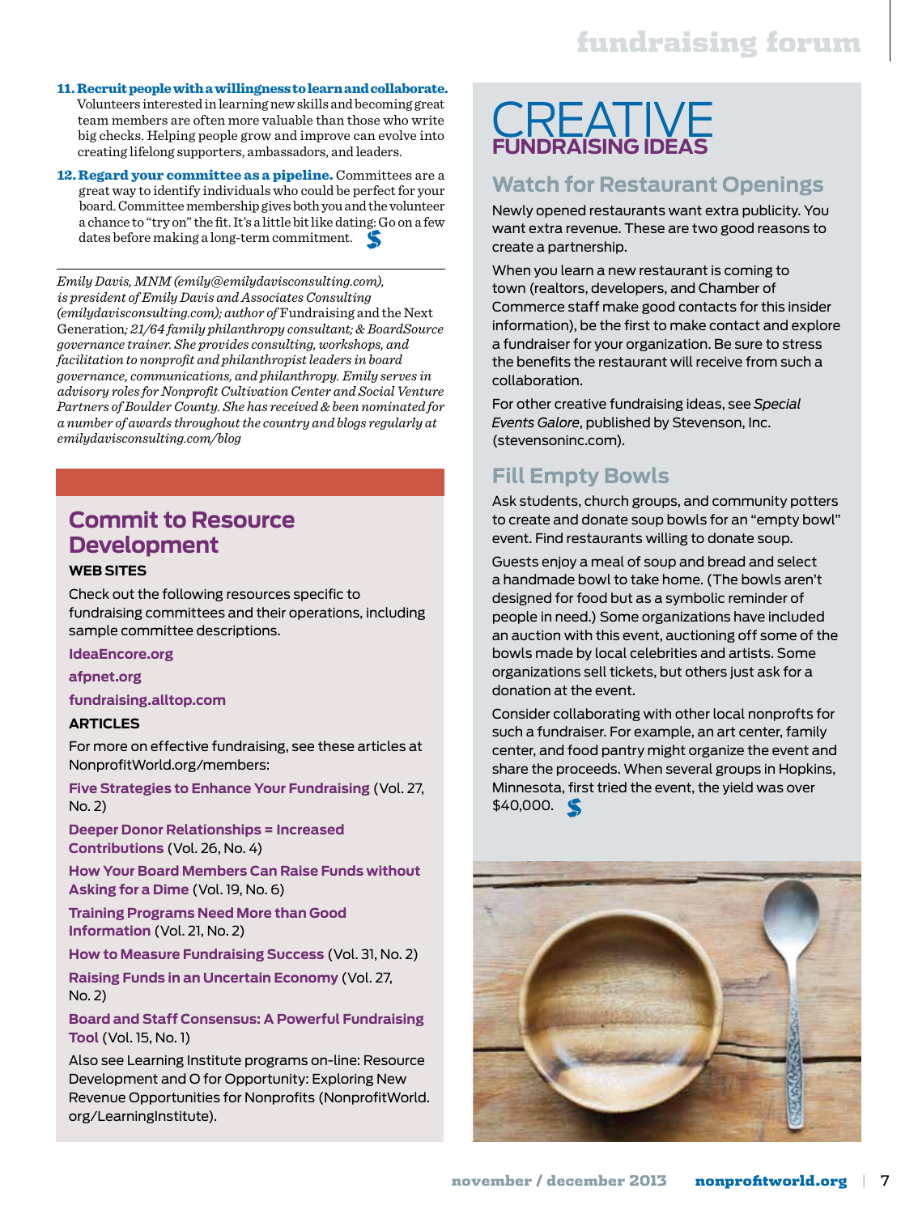11. **Recruit people with a willingness to learn and collaborate.** Volunteers interested in learning new skills and becoming great team members are often more valuable than those who write big checks. Helping people grow and improve can evolve into creating lifelong supporters, ambassadors, and leaders.

12. **Regard your committee as a pipeline.** Committees are a great way to identify individuals who could be perfect for your board. Committee membership gives both you and the volunteer a chance to "try on" the fit. It's a little bit like dating: Go on a few dates before making a long-term commitment.

*Emily Davis, MNM (emily@emilydavisconsulting.com), is president of Emily Davis and Associates Consulting (emilydavisconsulting.com); author of* Fundraising and the Next Generation*; 21/64 family philanthropy consultant; & BoardSource governance trainer. She provides consulting, workshops, and facilitation to nonprofit and philanthropist leaders in board governance, communications, and philanthropy. Emily serves in advisory roles for Nonprofit Cultivation Center and Social Venture Partners of Boulder County. She has received & been nominated for a number of awards throughout the country and blogs regularly at emilydavisconsulting.com/blog*

## Commit to Resource Development

**WEB SITES**

Check out the following resources specific to fundraising committees and their operations, including sample committee descriptions.

**IdeaEncore.org**

**afpnet.org**

**fundraising.alltop.com**

**ARTICLES**

For more on effective fundraising, see these articles at NonprofitWorld.org/members:

**Five Strategies to Enhance Your Fundraising** (Vol. 27, No. 2)

**Deeper Donor Relationships = Increased Contributions** (Vol. 26, No. 4)

**How Your Board Members Can Raise Funds without Asking for a Dime** (Vol. 19, No. 6)

**Training Programs Need More than Good Information** (Vol. 21, No. 2)

**How to Measure Fundraising Success** (Vol. 31, No. 2)

**Raising Funds in an Uncertain Economy** (Vol. 27, No. 2)

**Board and Staff Consensus: A Powerful Fundraising Tool** (Vol. 15, No. 1)

Also see Learning Institute programs on-line: Resource Development and O for Opportunity: Exploring New Revenue Opportunities for Nonprofits (NonprofitWorld.org/LearningInstitute).

# CREATIVE FUNDRAISING IDEAS

## Watch for Restaurant Openings

Newly opened restaurants want extra publicity. You want extra revenue. These are two good reasons to create a partnership.

When you learn a new restaurant is coming to town (realtors, developers, and Chamber of Commerce staff make good contacts for this insider information), be the first to make contact and explore a fundraiser for your organization. Be sure to stress the benefits the restaurant will receive from such a collaboration.

For other creative fundraising ideas, see *Special Events Galore*, published by Stevenson, Inc. (stevensoninc.com).

## Fill Empty Bowls

Ask students, church groups, and community potters to create and donate soup bowls for an "empty bowl" event. Find restaurants willing to donate soup.

Guests enjoy a meal of soup and bread and select a handmade bowl to take home. (The bowls aren't designed for food but as a symbolic reminder of people in need.) Some organizations have included an auction with this event, auctioning off some of the bowls made by local celebrities and artists. Some organizations sell tickets, but others just ask for a donation at the event.

Consider collaborating with other local nonprofts for such a fundraiser. For example, an art center, family center, and food pantry might organize the event and share the proceeds. When several groups in Hopkins, Minnesota, first tried the event, the yield was over $40,000.